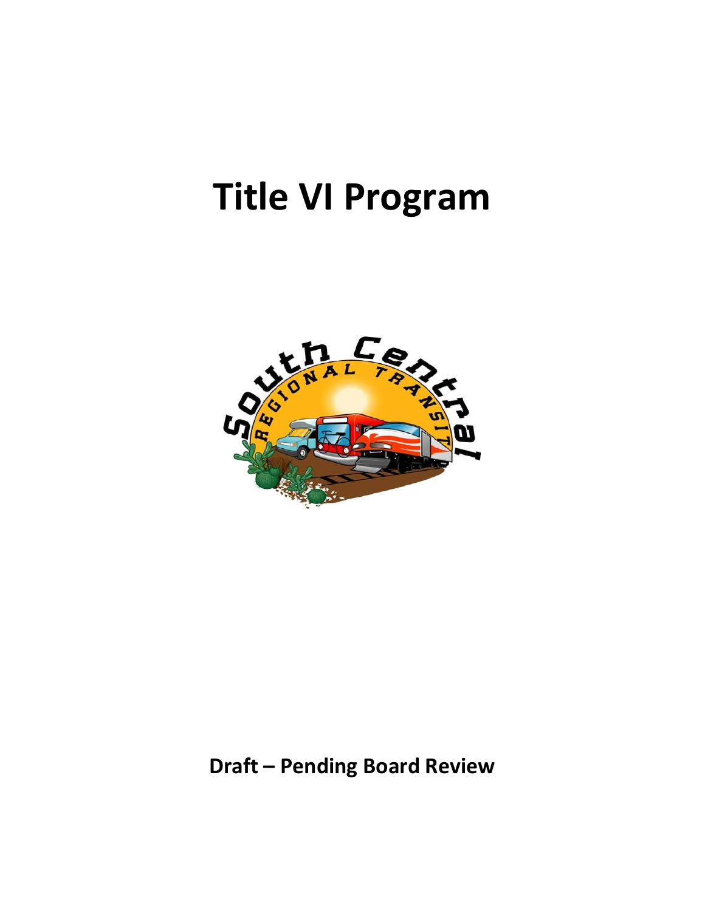# Title VI Program

**Draft – Pending Board Review**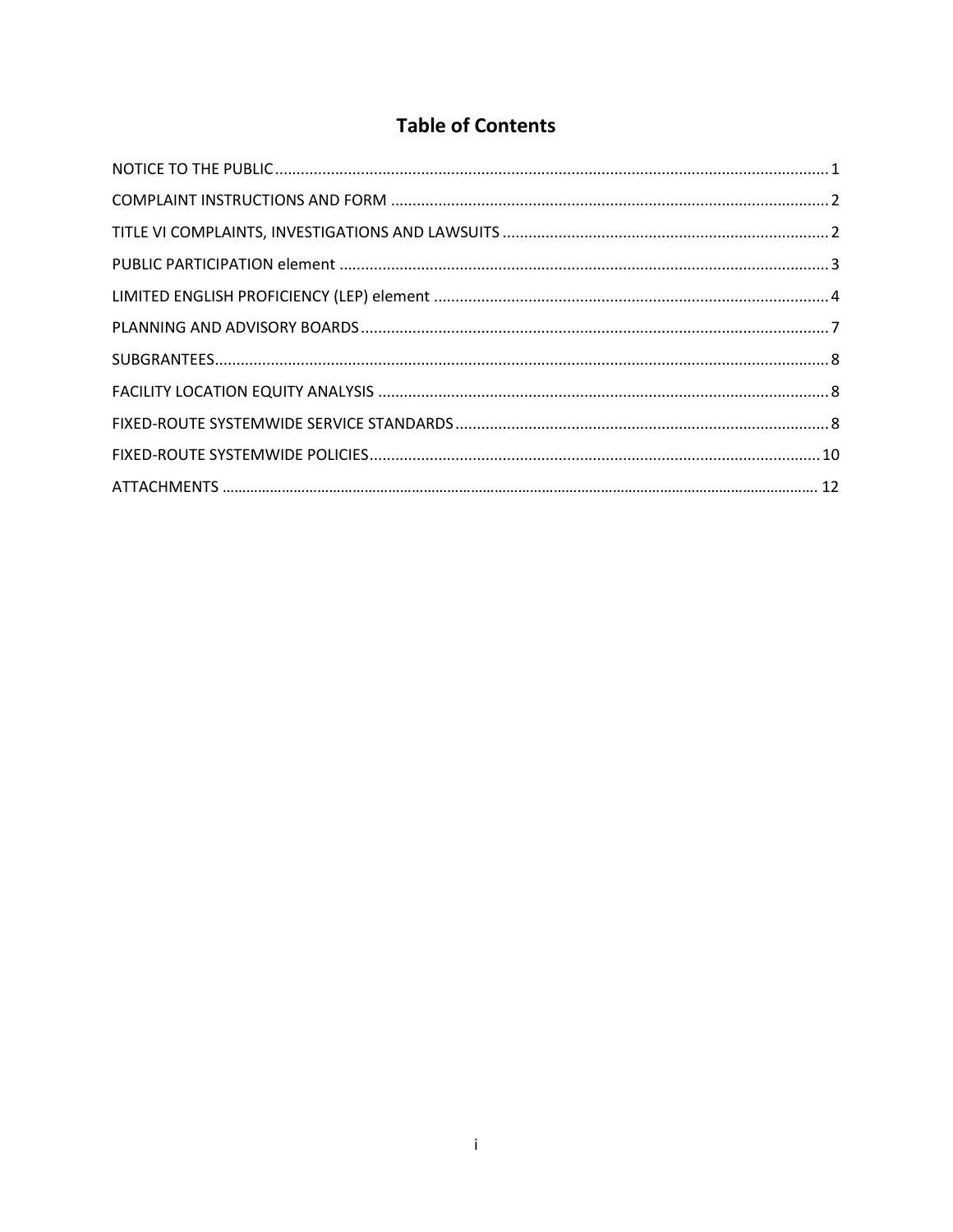# Table of Contents

NOTICE TO THE PUBLIC ........................................................................................................................ 1

COMPLAINT INSTRUCTIONS AND FORM ..................................................................................... 2

TITLE VI COMPLAINTS, INVESTIGATIONS AND LAWSUITS .......................................................... 2

PUBLIC PARTICIPATION element ..................................................................................................... 3

LIMITED ENGLISH PROFICIENCY (LEP) element .............................................................................. 4

PLANNING AND ADVISORY BOARDS ............................................................................................... 7

SUBGRANTEES .................................................................................................................................... 8

FACILITY LOCATION EQUITY ANALYSIS ........................................................................................... 8

FIXED-ROUTE SYSTEMWIDE SERVICE STANDARDS ......................................................................... 8

FIXED-ROUTE SYSTEMWIDE POLICIES ............................................................................................ 10

ATTACHMENTS .................................................................................................................................. 12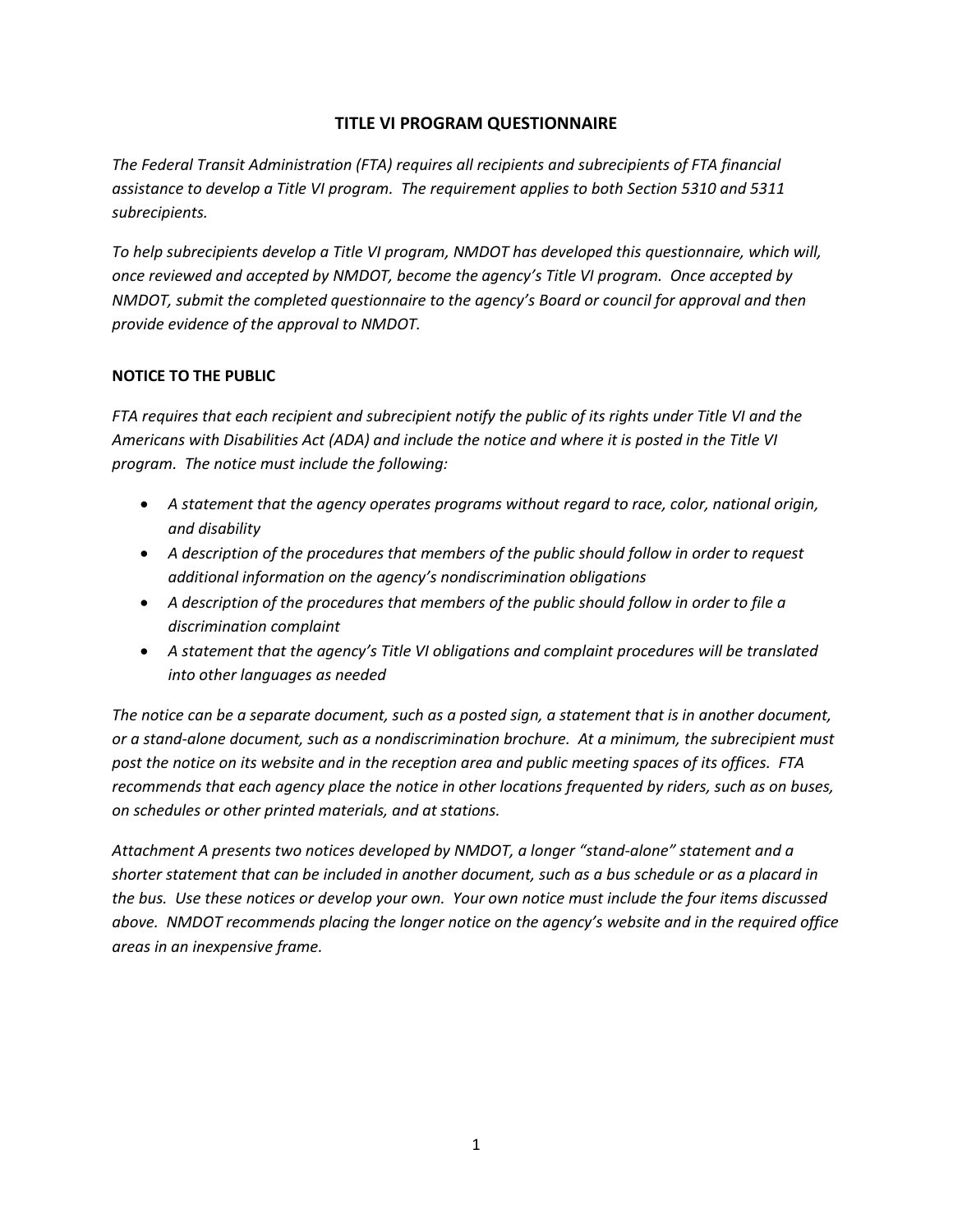# TITLE VI PROGRAM QUESTIONNAIRE

*The Federal Transit Administration (FTA) requires all recipients and subrecipients of FTA financial assistance to develop a Title VI program. The requirement applies to both Section 5310 and 5311 subrecipients.*

*To help subrecipients develop a Title VI program, NMDOT has developed this questionnaire, which will, once reviewed and accepted by NMDOT, become the agency's Title VI program. Once accepted by NMDOT, submit the completed questionnaire to the agency's Board or council for approval and then provide evidence of the approval to NMDOT.*

## NOTICE TO THE PUBLIC

*FTA requires that each recipient and subrecipient notify the public of its rights under Title VI and the Americans with Disabilities Act (ADA) and include the notice and where it is posted in the Title VI program. The notice must include the following:*

- *A statement that the agency operates programs without regard to race, color, national origin, and disability*
- *A description of the procedures that members of the public should follow in order to request additional information on the agency's nondiscrimination obligations*
- *A description of the procedures that members of the public should follow in order to file a discrimination complaint*
- *A statement that the agency's Title VI obligations and complaint procedures will be translated into other languages as needed*

*The notice can be a separate document, such as a posted sign, a statement that is in another document, or a stand-alone document, such as a nondiscrimination brochure. At a minimum, the subrecipient must post the notice on its website and in the reception area and public meeting spaces of its offices. FTA recommends that each agency place the notice in other locations frequented by riders, such as on buses, on schedules or other printed materials, and at stations.*

*Attachment A presents two notices developed by NMDOT, a longer "stand-alone" statement and a shorter statement that can be included in another document, such as a bus schedule or as a placard in the bus. Use these notices or develop your own. Your own notice must include the four items discussed above. NMDOT recommends placing the longer notice on the agency's website and in the required office areas in an inexpensive frame.*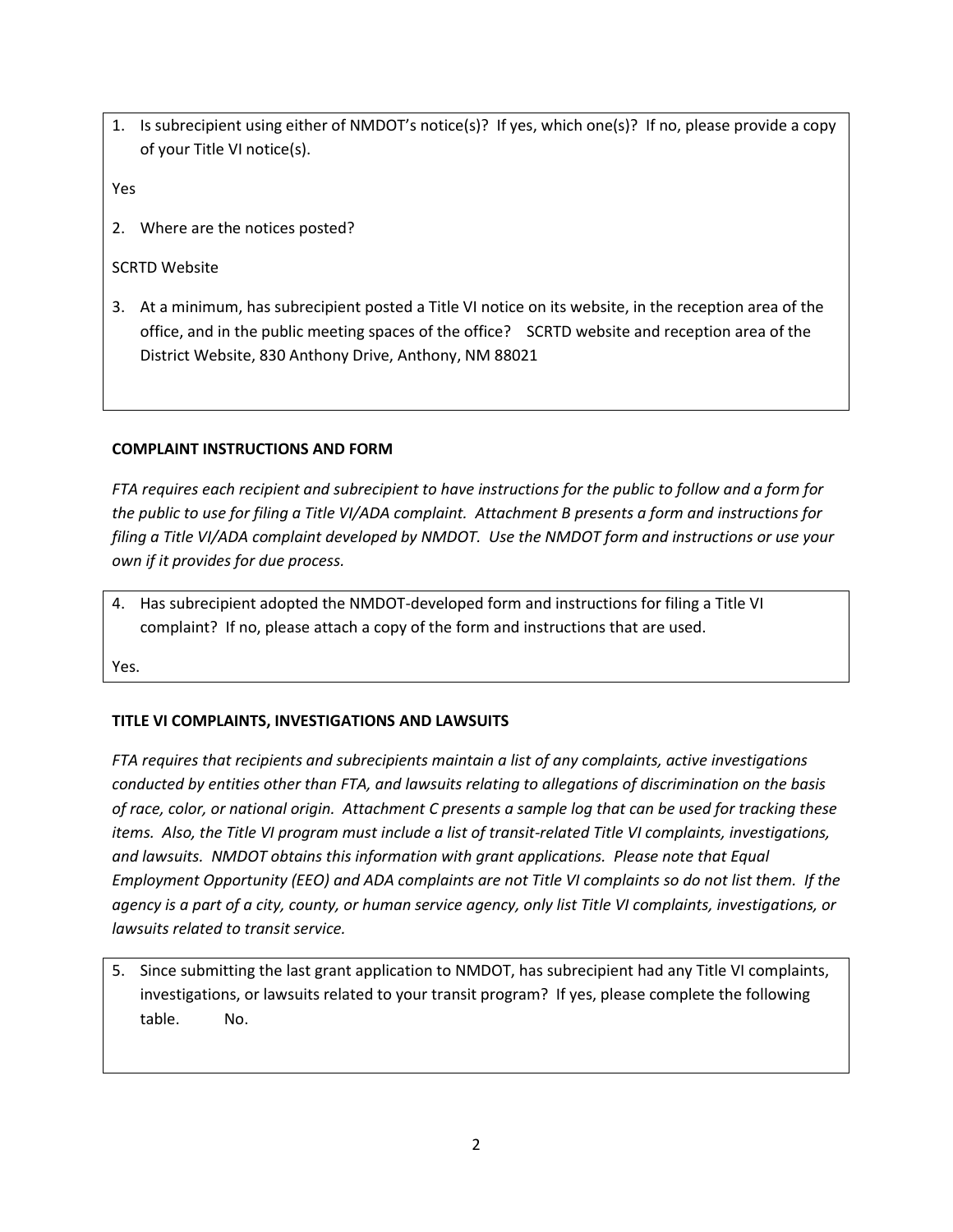1. Is subrecipient using either of NMDOT's notice(s)? If yes, which one(s)? If no, please provide a copy of your Title VI notice(s).

Yes

2. Where are the notices posted?

SCRTD Website

3. At a minimum, has subrecipient posted a Title VI notice on its website, in the reception area of the office, and in the public meeting spaces of the office? SCRTD website and reception area of the District Website, 830 Anthony Drive, Anthony, NM 88021

**COMPLAINT INSTRUCTIONS AND FORM**

*FTA requires each recipient and subrecipient to have instructions for the public to follow and a form for the public to use for filing a Title VI/ADA complaint. Attachment B presents a form and instructions for filing a Title VI/ADA complaint developed by NMDOT. Use the NMDOT form and instructions or use your own if it provides for due process.*

4. Has subrecipient adopted the NMDOT-developed form and instructions for filing a Title VI complaint? If no, please attach a copy of the form and instructions that are used.

Yes.

**TITLE VI COMPLAINTS, INVESTIGATIONS AND LAWSUITS**

*FTA requires that recipients and subrecipients maintain a list of any complaints, active investigations conducted by entities other than FTA, and lawsuits relating to allegations of discrimination on the basis of race, color, or national origin. Attachment C presents a sample log that can be used for tracking these items. Also, the Title VI program must include a list of transit-related Title VI complaints, investigations, and lawsuits. NMDOT obtains this information with grant applications. Please note that Equal Employment Opportunity (EEO) and ADA complaints are not Title VI complaints so do not list them. If the agency is a part of a city, county, or human service agency, only list Title VI complaints, investigations, or lawsuits related to transit service.*

5. Since submitting the last grant application to NMDOT, has subrecipient had any Title VI complaints, investigations, or lawsuits related to your transit program? If yes, please complete the following table. No.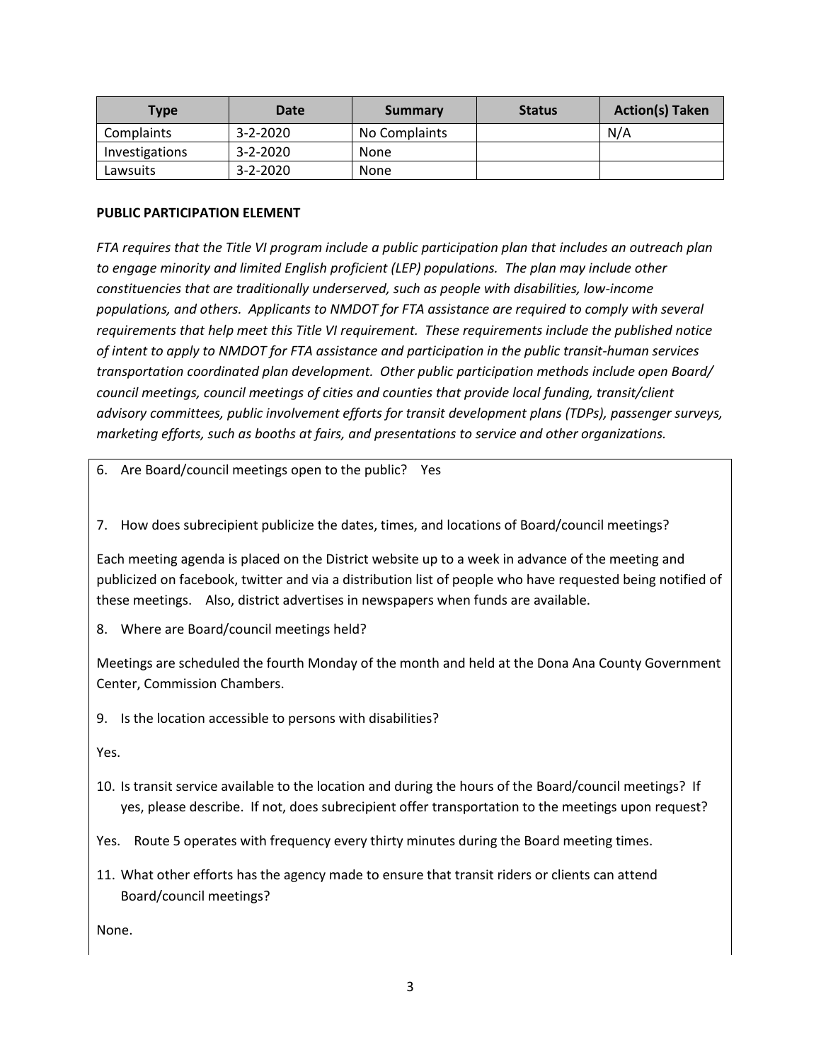| Type | Date | Summary | Status | Action(s) Taken |
| --- | --- | --- | --- | --- |
| Complaints | 3-2-2020 | No Complaints | | N/A |
| Investigations | 3-2-2020 | None | | |
| Lawsuits | 3-2-2020 | None | | |

**PUBLIC PARTICIPATION ELEMENT**

*FTA requires that the Title VI program include a public participation plan that includes an outreach plan to engage minority and limited English proficient (LEP) populations. The plan may include other constituencies that are traditionally underserved, such as people with disabilities, low-income populations, and others. Applicants to NMDOT for FTA assistance are required to comply with several requirements that help meet this Title VI requirement. These requirements include the published notice of intent to apply to NMDOT for FTA assistance and participation in the public transit-human services transportation coordinated plan development. Other public participation methods include open Board/ council meetings, council meetings of cities and counties that provide local funding, transit/client advisory committees, public involvement efforts for transit development plans (TDPs), passenger surveys, marketing efforts, such as booths at fairs, and presentations to service and other organizations.*

6. Are Board/council meetings open to the public? Yes

7. How does subrecipient publicize the dates, times, and locations of Board/council meetings?

Each meeting agenda is placed on the District website up to a week in advance of the meeting and publicized on facebook, twitter and via a distribution list of people who have requested being notified of these meetings. Also, district advertises in newspapers when funds are available.

8. Where are Board/council meetings held?

Meetings are scheduled the fourth Monday of the month and held at the Dona Ana County Government Center, Commission Chambers.

9. Is the location accessible to persons with disabilities?

Yes.

10. Is transit service available to the location and during the hours of the Board/council meetings? If yes, please describe. If not, does subrecipient offer transportation to the meetings upon request?

Yes. Route 5 operates with frequency every thirty minutes during the Board meeting times.

11. What other efforts has the agency made to ensure that transit riders or clients can attend Board/council meetings?

None.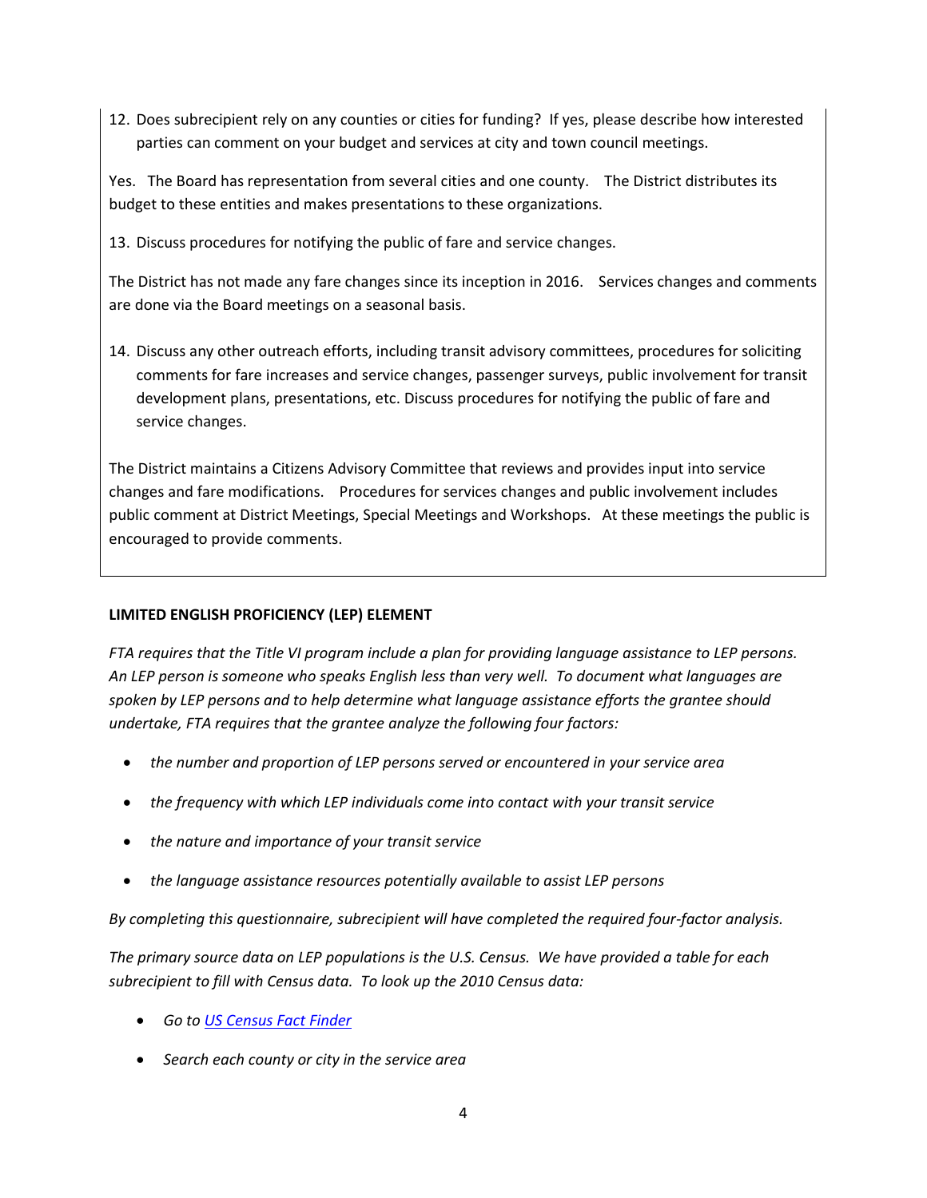12. Does subrecipient rely on any counties or cities for funding? If yes, please describe how interested parties can comment on your budget and services at city and town council meetings.

Yes. The Board has representation from several cities and one county. The District distributes its budget to these entities and makes presentations to these organizations.

13. Discuss procedures for notifying the public of fare and service changes.

The District has not made any fare changes since its inception in 2016. Services changes and comments are done via the Board meetings on a seasonal basis.

14. Discuss any other outreach efforts, including transit advisory committees, procedures for soliciting comments for fare increases and service changes, passenger surveys, public involvement for transit development plans, presentations, etc. Discuss procedures for notifying the public of fare and service changes.

The District maintains a Citizens Advisory Committee that reviews and provides input into service changes and fare modifications. Procedures for services changes and public involvement includes public comment at District Meetings, Special Meetings and Workshops. At these meetings the public is encouraged to provide comments.

**LIMITED ENGLISH PROFICIENCY (LEP) ELEMENT**

*FTA requires that the Title VI program include a plan for providing language assistance to LEP persons. An LEP person is someone who speaks English less than very well. To document what languages are spoken by LEP persons and to help determine what language assistance efforts the grantee should undertake, FTA requires that the grantee analyze the following four factors:*

- *the number and proportion of LEP persons served or encountered in your service area*
- *the frequency with which LEP individuals come into contact with your transit service*
- *the nature and importance of your transit service*
- *the language assistance resources potentially available to assist LEP persons*

*By completing this questionnaire, subrecipient will have completed the required four-factor analysis.*

*The primary source data on LEP populations is the U.S. Census. We have provided a table for each subrecipient to fill with Census data. To look up the 2010 Census data:*

- *Go to US Census Fact Finder*
- *Search each county or city in the service area*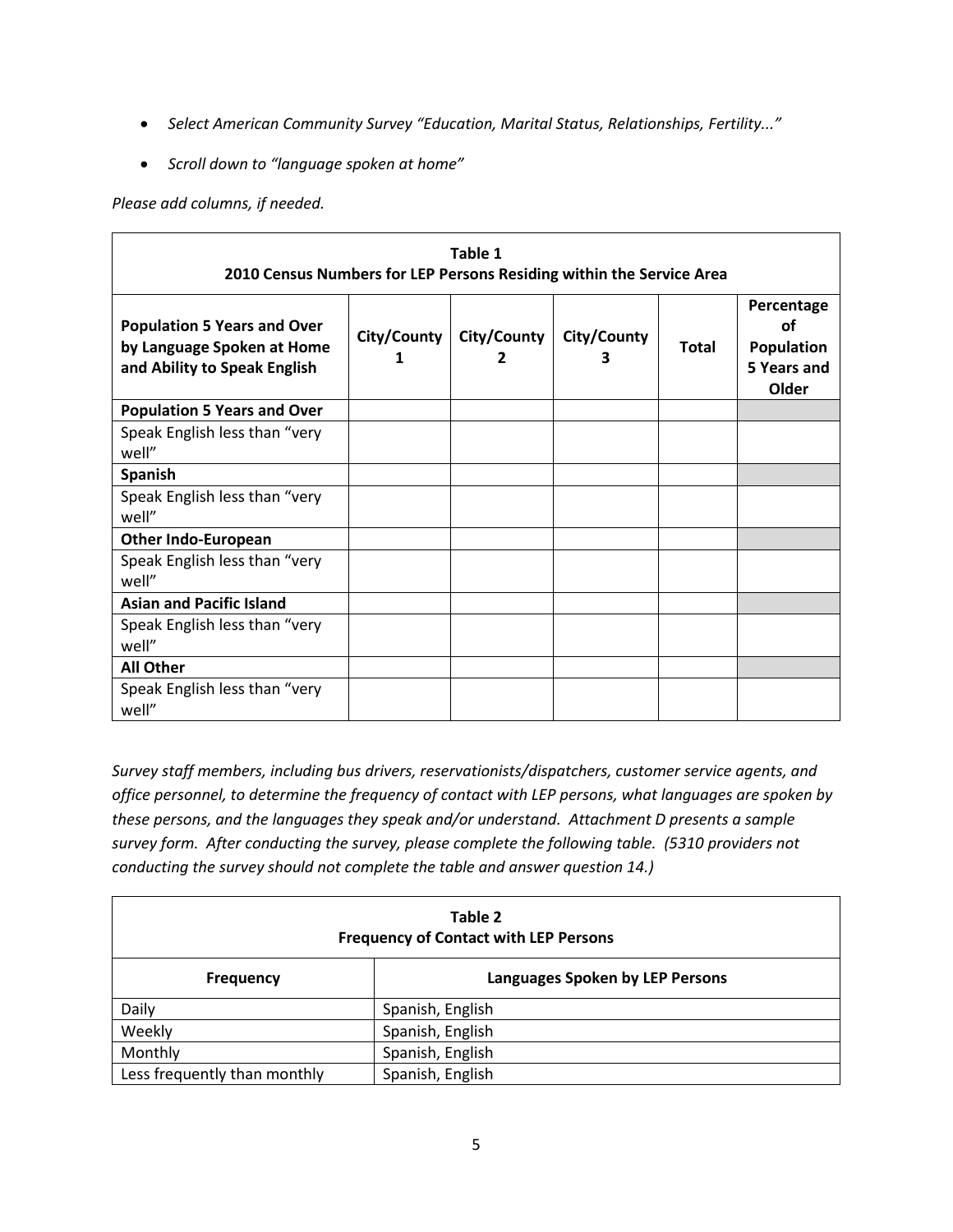- *Select American Community Survey "Education, Marital Status, Relationships, Fertility..."*
- *Scroll down to "language spoken at home"*

*Please add columns, if needed.*

| Table 1<br>2010 Census Numbers for LEP Persons Residing within the Service Area | | | | | |
|---|---|---|---|---|---|
| **Population 5 Years and Over by Language Spoken at Home and Ability to Speak English** | **City/County 1** | **City/County 2** | **City/County 3** | **Total** | **Percentage of Population 5 Years and Older** |
| **Population 5 Years and Over** | | | | | |
| Speak English less than "very well" | | | | | |
| **Spanish** | | | | | |
| Speak English less than "very well" | | | | | |
| **Other Indo-European** | | | | | |
| Speak English less than "very well" | | | | | |
| **Asian and Pacific Island** | | | | | |
| Speak English less than "very well" | | | | | |
| **All Other** | | | | | |
| Speak English less than "very well" | | | | | |

*Survey staff members, including bus drivers, reservationists/dispatchers, customer service agents, and office personnel, to determine the frequency of contact with LEP persons, what languages are spoken by these persons, and the languages they speak and/or understand. Attachment D presents a sample survey form. After conducting the survey, please complete the following table. (5310 providers not conducting the survey should not complete the table and answer question 14.)*

| Table 2<br>Frequency of Contact with LEP Persons | |
|---|---|
| **Frequency** | **Languages Spoken by LEP Persons** |
| Daily | Spanish, English |
| Weekly | Spanish, English |
| Monthly | Spanish, English |
| Less frequently than monthly | Spanish, English |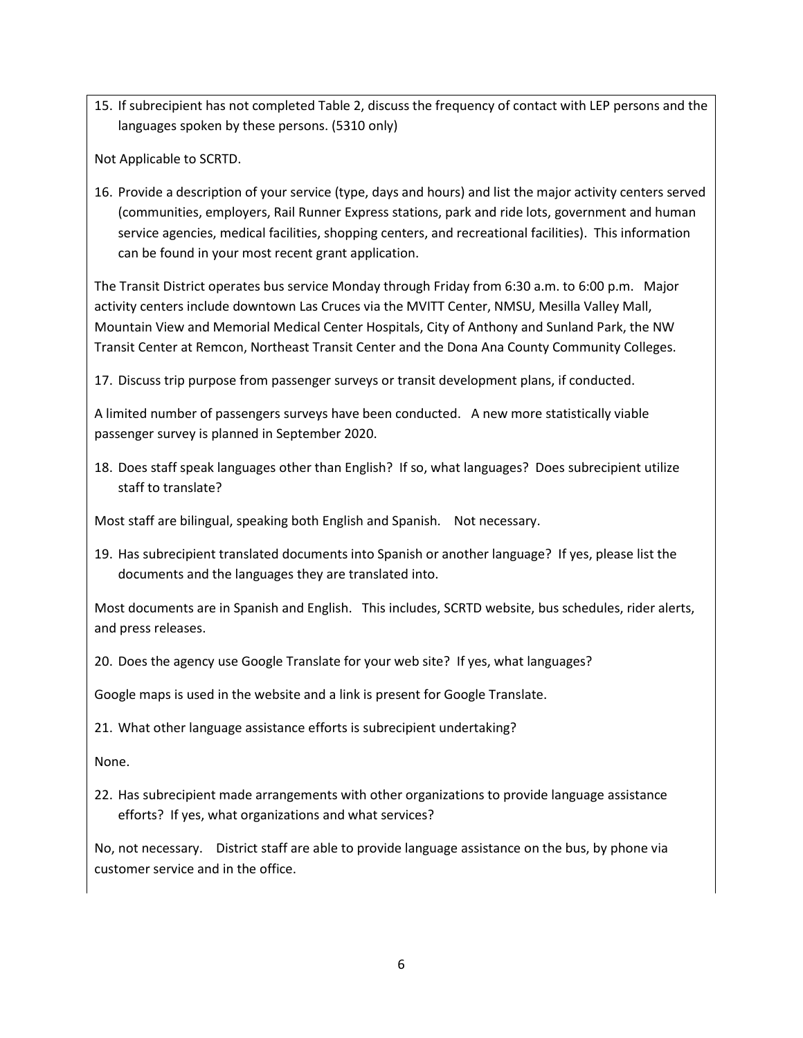15. If subrecipient has not completed Table 2, discuss the frequency of contact with LEP persons and the languages spoken by these persons. (5310 only)

Not Applicable to SCRTD.

16. Provide a description of your service (type, days and hours) and list the major activity centers served (communities, employers, Rail Runner Express stations, park and ride lots, government and human service agencies, medical facilities, shopping centers, and recreational facilities). This information can be found in your most recent grant application.

The Transit District operates bus service Monday through Friday from 6:30 a.m. to 6:00 p.m. Major activity centers include downtown Las Cruces via the MVITT Center, NMSU, Mesilla Valley Mall, Mountain View and Memorial Medical Center Hospitals, City of Anthony and Sunland Park, the NW Transit Center at Remcon, Northeast Transit Center and the Dona Ana County Community Colleges.

17. Discuss trip purpose from passenger surveys or transit development plans, if conducted.

A limited number of passengers surveys have been conducted. A new more statistically viable passenger survey is planned in September 2020.

18. Does staff speak languages other than English? If so, what languages? Does subrecipient utilize staff to translate?

Most staff are bilingual, speaking both English and Spanish. Not necessary.

19. Has subrecipient translated documents into Spanish or another language? If yes, please list the documents and the languages they are translated into.

Most documents are in Spanish and English. This includes, SCRTD website, bus schedules, rider alerts, and press releases.

20. Does the agency use Google Translate for your web site? If yes, what languages?

Google maps is used in the website and a link is present for Google Translate.

21. What other language assistance efforts is subrecipient undertaking?

None.

22. Has subrecipient made arrangements with other organizations to provide language assistance efforts? If yes, what organizations and what services?

No, not necessary. District staff are able to provide language assistance on the bus, by phone via customer service and in the office.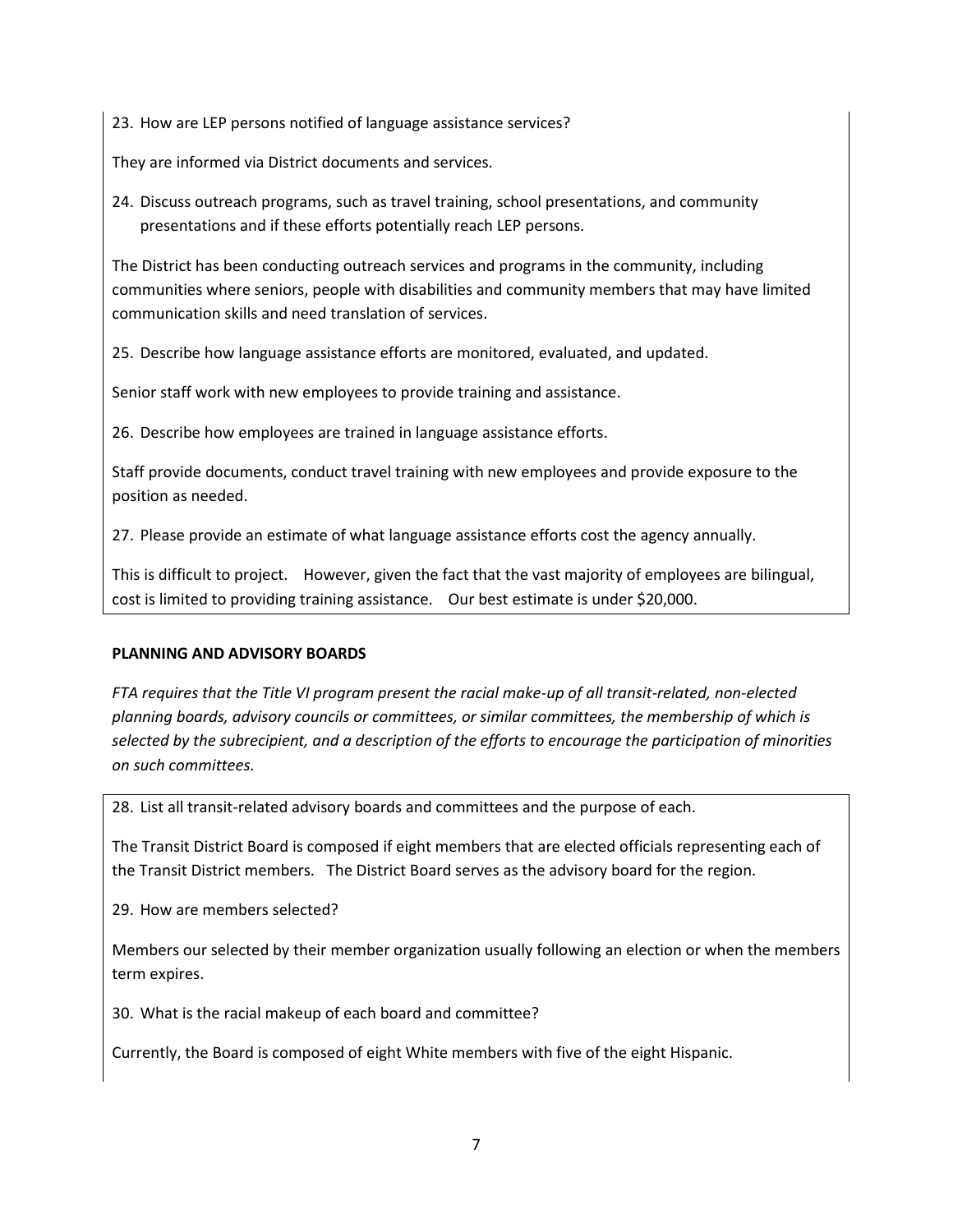23. How are LEP persons notified of language assistance services?

They are informed via District documents and services.

24. Discuss outreach programs, such as travel training, school presentations, and community presentations and if these efforts potentially reach LEP persons.

The District has been conducting outreach services and programs in the community, including communities where seniors, people with disabilities and community members that may have limited communication skills and need translation of services.

25. Describe how language assistance efforts are monitored, evaluated, and updated.

Senior staff work with new employees to provide training and assistance.

26. Describe how employees are trained in language assistance efforts.

Staff provide documents, conduct travel training with new employees and provide exposure to the position as needed.

27. Please provide an estimate of what language assistance efforts cost the agency annually.

This is difficult to project. However, given the fact that the vast majority of employees are bilingual, cost is limited to providing training assistance. Our best estimate is under $20,000.

**PLANNING AND ADVISORY BOARDS**

*FTA requires that the Title VI program present the racial make-up of all transit-related, non-elected planning boards, advisory councils or committees, or similar committees, the membership of which is selected by the subrecipient, and a description of the efforts to encourage the participation of minorities on such committees.*

28. List all transit-related advisory boards and committees and the purpose of each.

The Transit District Board is composed if eight members that are elected officials representing each of the Transit District members. The District Board serves as the advisory board for the region.

29. How are members selected?

Members our selected by their member organization usually following an election or when the members term expires.

30. What is the racial makeup of each board and committee?

Currently, the Board is composed of eight White members with five of the eight Hispanic.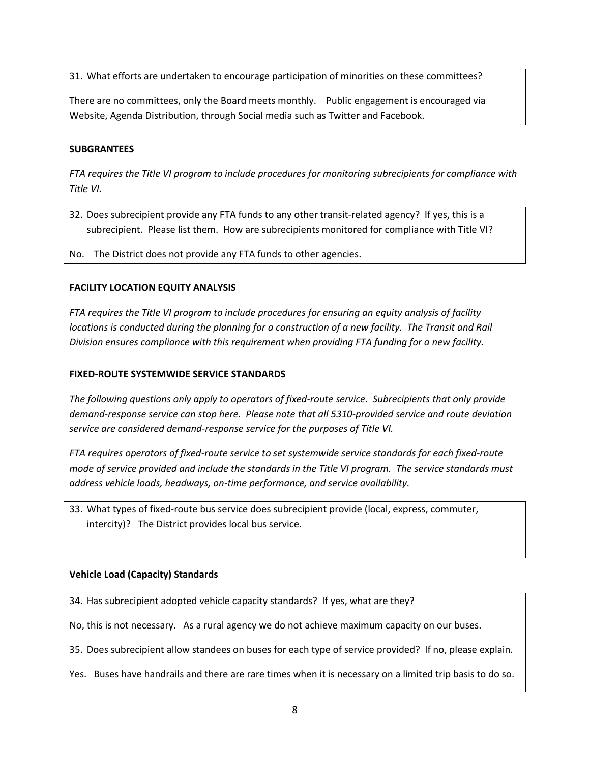31. What efforts are undertaken to encourage participation of minorities on these committees?

There are no committees, only the Board meets monthly. Public engagement is encouraged via Website, Agenda Distribution, through Social media such as Twitter and Facebook.

**SUBGRANTEES**

*FTA requires the Title VI program to include procedures for monitoring subrecipients for compliance with Title VI.*

32. Does subrecipient provide any FTA funds to any other transit-related agency? If yes, this is a subrecipient. Please list them. How are subrecipients monitored for compliance with Title VI?

No. The District does not provide any FTA funds to other agencies.

**FACILITY LOCATION EQUITY ANALYSIS**

*FTA requires the Title VI program to include procedures for ensuring an equity analysis of facility locations is conducted during the planning for a construction of a new facility. The Transit and Rail Division ensures compliance with this requirement when providing FTA funding for a new facility.*

**FIXED-ROUTE SYSTEMWIDE SERVICE STANDARDS**

*The following questions only apply to operators of fixed-route service. Subrecipients that only provide demand-response service can stop here. Please note that all 5310-provided service and route deviation service are considered demand-response service for the purposes of Title VI.*

*FTA requires operators of fixed-route service to set systemwide service standards for each fixed-route mode of service provided and include the standards in the Title VI program. The service standards must address vehicle loads, headways, on-time performance, and service availability.*

33. What types of fixed-route bus service does subrecipient provide (local, express, commuter, intercity)? The District provides local bus service.

**Vehicle Load (Capacity) Standards**

34. Has subrecipient adopted vehicle capacity standards? If yes, what are they?

No, this is not necessary. As a rural agency we do not achieve maximum capacity on our buses.

35. Does subrecipient allow standees on buses for each type of service provided? If no, please explain.

Yes. Buses have handrails and there are rare times when it is necessary on a limited trip basis to do so.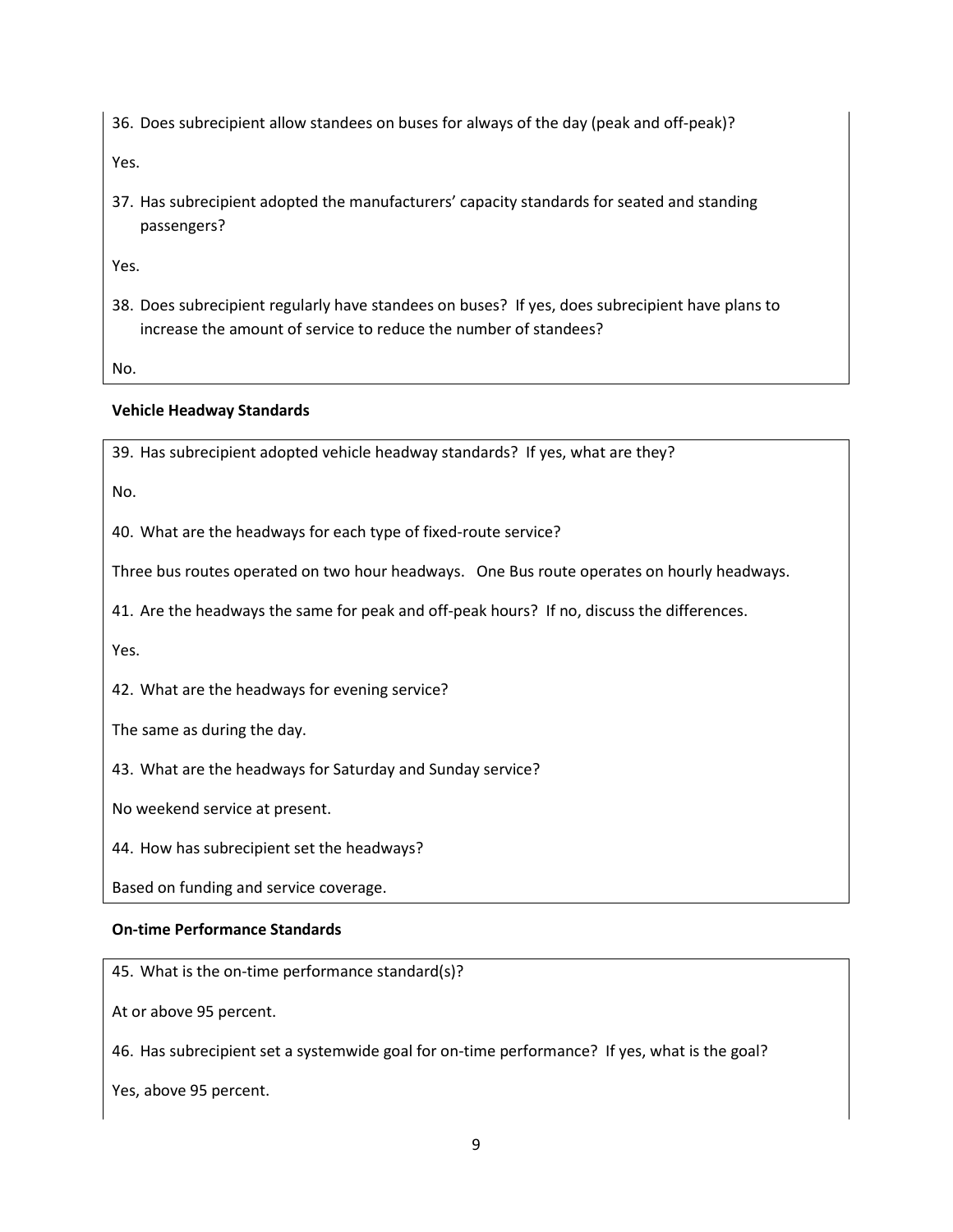36. Does subrecipient allow standees on buses for always of the day (peak and off-peak)?

Yes.

37. Has subrecipient adopted the manufacturers' capacity standards for seated and standing passengers?

Yes.

38. Does subrecipient regularly have standees on buses? If yes, does subrecipient have plans to increase the amount of service to reduce the number of standees?

No.

**Vehicle Headway Standards**

39. Has subrecipient adopted vehicle headway standards? If yes, what are they?

No.

40. What are the headways for each type of fixed-route service?

Three bus routes operated on two hour headways. One Bus route operates on hourly headways.

41. Are the headways the same for peak and off-peak hours? If no, discuss the differences.

Yes.

42. What are the headways for evening service?

The same as during the day.

43. What are the headways for Saturday and Sunday service?

No weekend service at present.

44. How has subrecipient set the headways?

Based on funding and service coverage.

**On-time Performance Standards**

45. What is the on-time performance standard(s)?

At or above 95 percent.

46. Has subrecipient set a systemwide goal for on-time performance? If yes, what is the goal?

Yes, above 95 percent.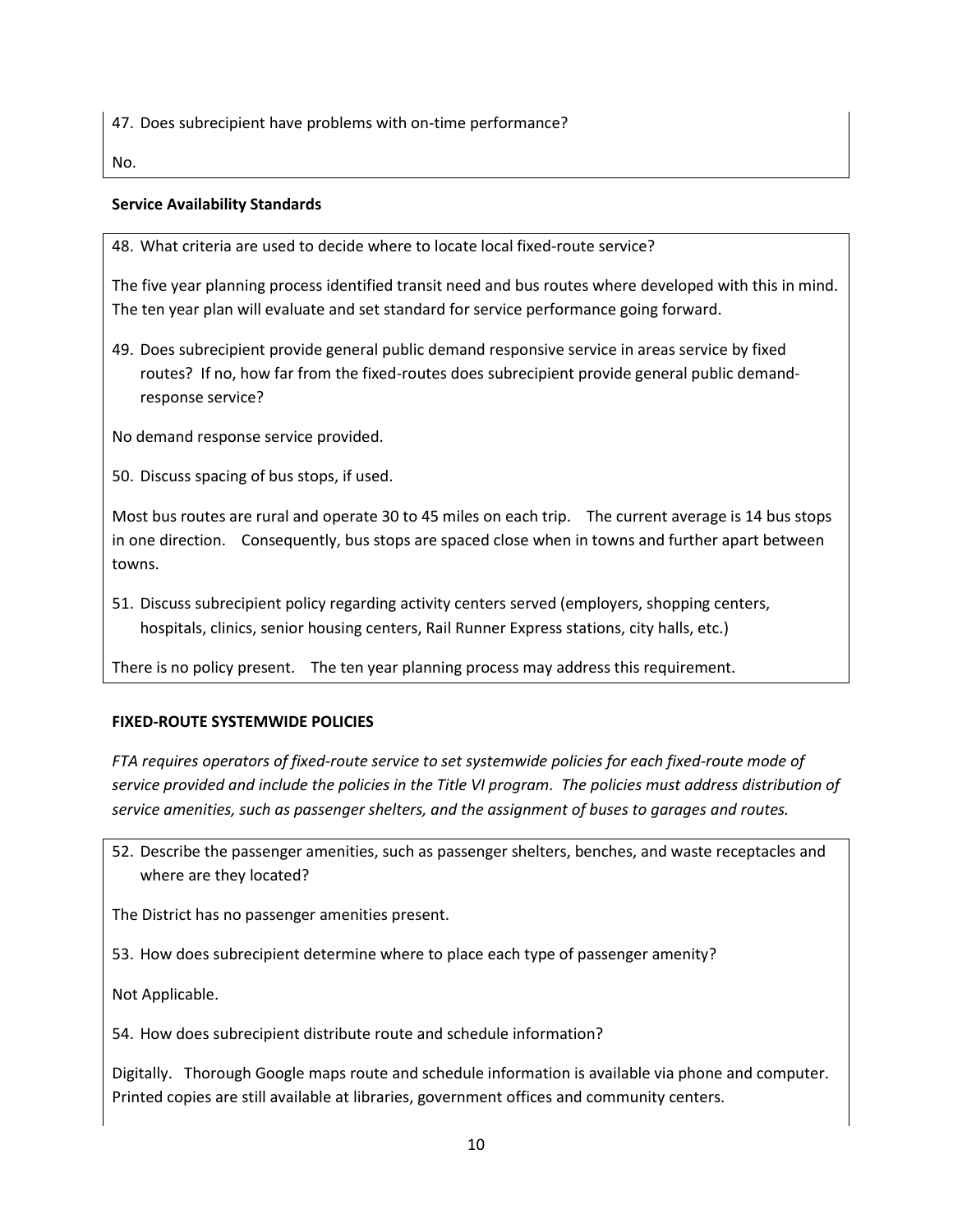47. Does subrecipient have problems with on-time performance?

No.

**Service Availability Standards**

48. What criteria are used to decide where to locate local fixed-route service?

The five year planning process identified transit need and bus routes where developed with this in mind. The ten year plan will evaluate and set standard for service performance going forward.

49. Does subrecipient provide general public demand responsive service in areas service by fixed routes? If no, how far from the fixed-routes does subrecipient provide general public demand-response service?

No demand response service provided.

50. Discuss spacing of bus stops, if used.

Most bus routes are rural and operate 30 to 45 miles on each trip. The current average is 14 bus stops in one direction. Consequently, bus stops are spaced close when in towns and further apart between towns.

51. Discuss subrecipient policy regarding activity centers served (employers, shopping centers, hospitals, clinics, senior housing centers, Rail Runner Express stations, city halls, etc.)

There is no policy present. The ten year planning process may address this requirement.

**FIXED-ROUTE SYSTEMWIDE POLICIES**

*FTA requires operators of fixed-route service to set systemwide policies for each fixed-route mode of service provided and include the policies in the Title VI program. The policies must address distribution of service amenities, such as passenger shelters, and the assignment of buses to garages and routes.*

52. Describe the passenger amenities, such as passenger shelters, benches, and waste receptacles and where are they located?

The District has no passenger amenities present.

53. How does subrecipient determine where to place each type of passenger amenity?

Not Applicable.

54. How does subrecipient distribute route and schedule information?

Digitally. Thorough Google maps route and schedule information is available via phone and computer. Printed copies are still available at libraries, government offices and community centers.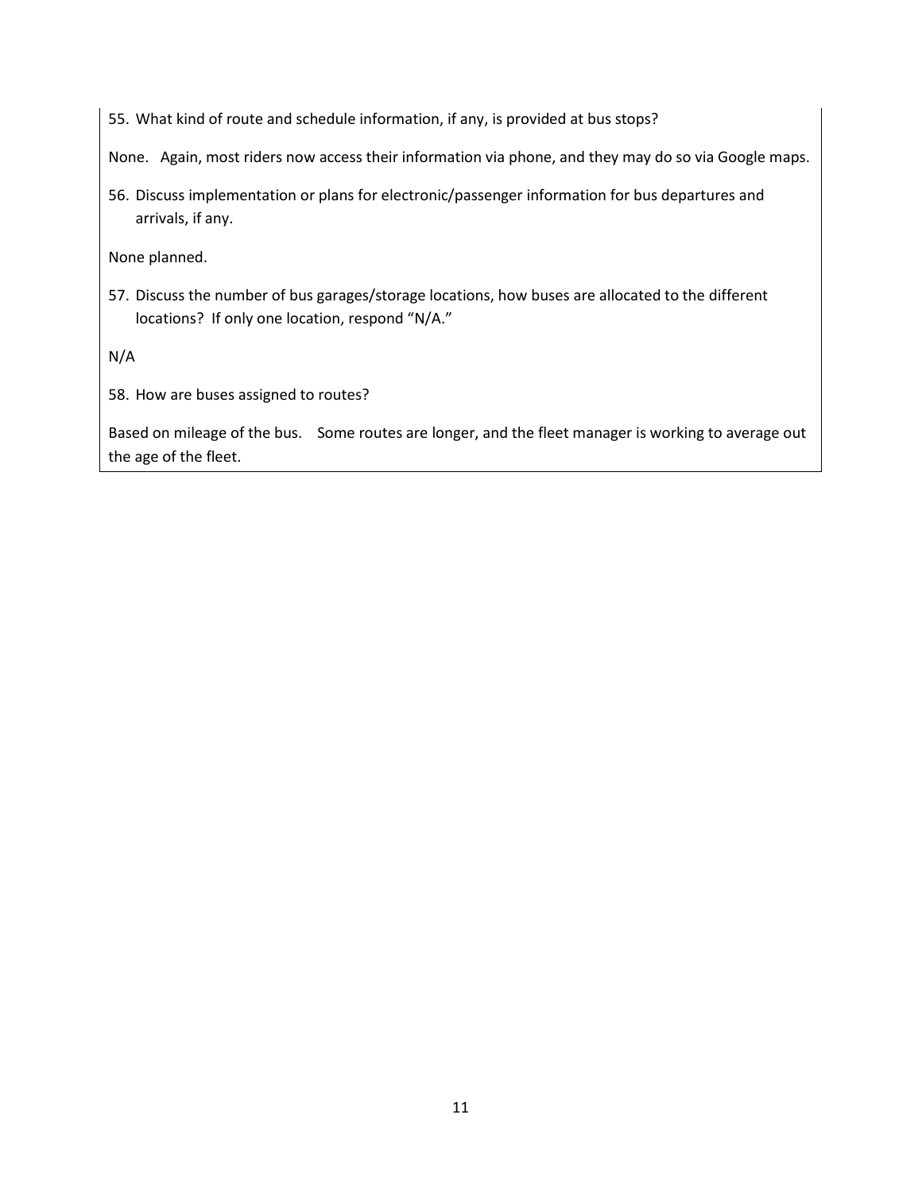55. What kind of route and schedule information, if any, is provided at bus stops?

None. Again, most riders now access their information via phone, and they may do so via Google maps.

56. Discuss implementation or plans for electronic/passenger information for bus departures and arrivals, if any.

None planned.

57. Discuss the number of bus garages/storage locations, how buses are allocated to the different locations? If only one location, respond "N/A."

N/A

58. How are buses assigned to routes?

Based on mileage of the bus. Some routes are longer, and the fleet manager is working to average out the age of the fleet.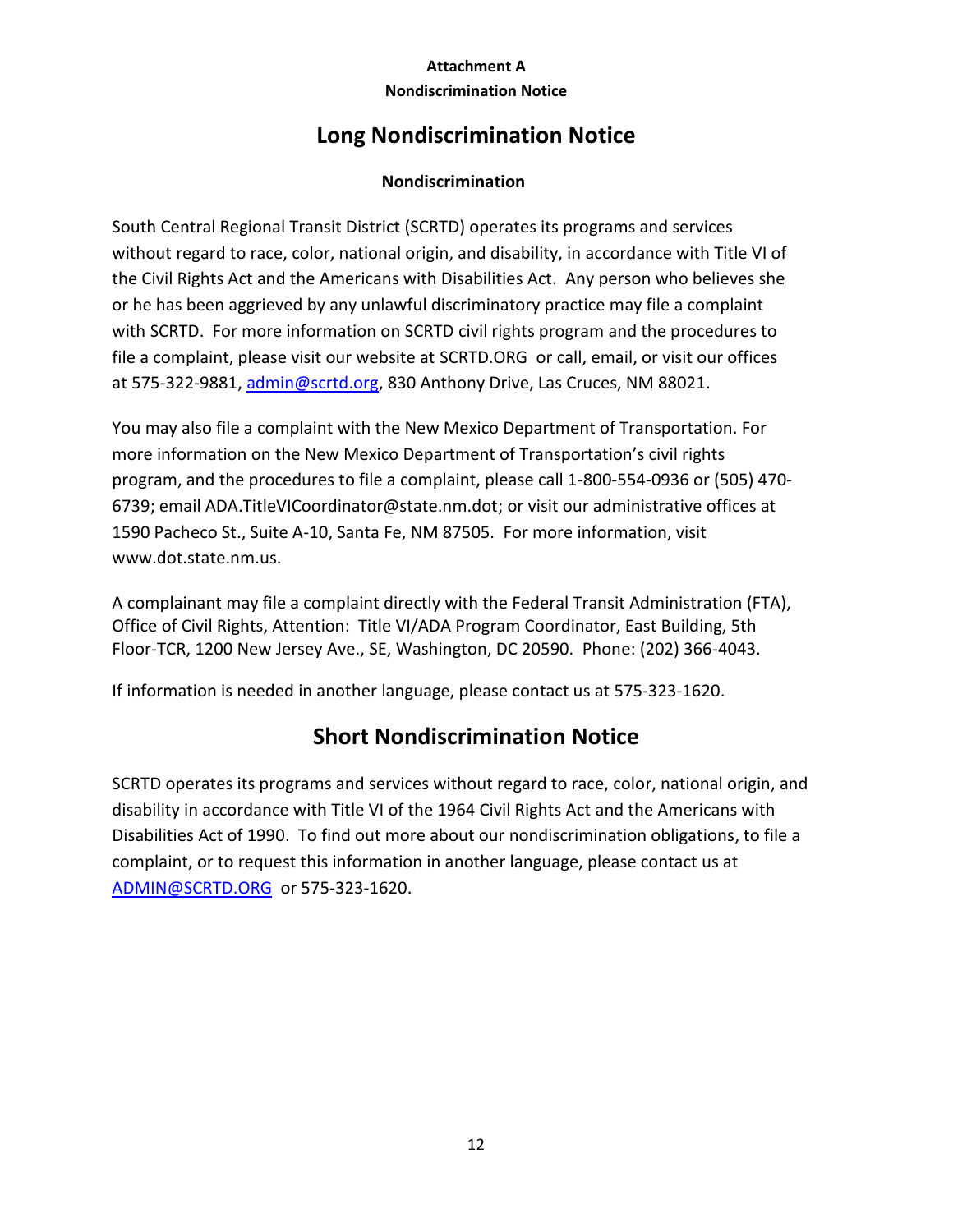**Attachment A**

**Nondiscrimination Notice**

# Long Nondiscrimination Notice

### Nondiscrimination

South Central Regional Transit District (SCRTD) operates its programs and services without regard to race, color, national origin, and disability, in accordance with Title VI of the Civil Rights Act and the Americans with Disabilities Act. Any person who believes she or he has been aggrieved by any unlawful discriminatory practice may file a complaint with SCRTD. For more information on SCRTD civil rights program and the procedures to file a complaint, please visit our website at SCRTD.ORG or call, email, or visit our offices at 575-322-9881, admin@scrtd.org, 830 Anthony Drive, Las Cruces, NM 88021.

You may also file a complaint with the New Mexico Department of Transportation. For more information on the New Mexico Department of Transportation's civil rights program, and the procedures to file a complaint, please call 1-800-554-0936 or (505) 470-6739; email ADA.TitleVICoordinator@state.nm.dot; or visit our administrative offices at 1590 Pacheco St., Suite A-10, Santa Fe, NM 87505. For more information, visit www.dot.state.nm.us.

A complainant may file a complaint directly with the Federal Transit Administration (FTA), Office of Civil Rights, Attention: Title VI/ADA Program Coordinator, East Building, 5th Floor-TCR, 1200 New Jersey Ave., SE, Washington, DC 20590. Phone: (202) 366-4043.

If information is needed in another language, please contact us at 575-323-1620.

# Short Nondiscrimination Notice

SCRTD operates its programs and services without regard to race, color, national origin, and disability in accordance with Title VI of the 1964 Civil Rights Act and the Americans with Disabilities Act of 1990. To find out more about our nondiscrimination obligations, to file a complaint, or to request this information in another language, please contact us at ADMIN@SCRTD.ORG or 575-323-1620.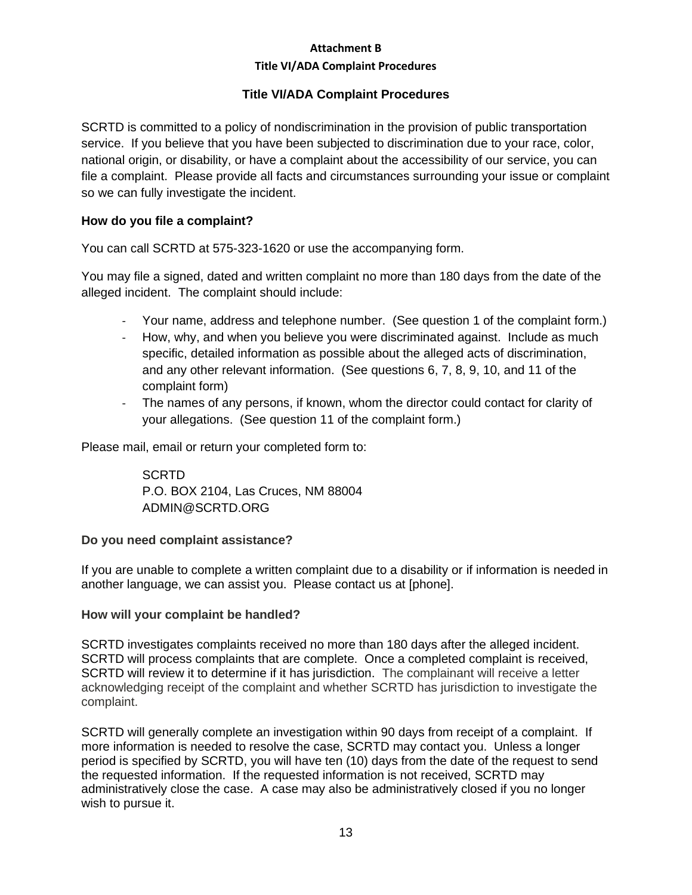**Attachment B**

**Title VI/ADA Complaint Procedures**

## Title VI/ADA Complaint Procedures

SCRTD is committed to a policy of nondiscrimination in the provision of public transportation service. If you believe that you have been subjected to discrimination due to your race, color, national origin, or disability, or have a complaint about the accessibility of our service, you can file a complaint. Please provide all facts and circumstances surrounding your issue or complaint so we can fully investigate the incident.

### How do you file a complaint?

You can call SCRTD at 575-323-1620 or use the accompanying form.

You may file a signed, dated and written complaint no more than 180 days from the date of the alleged incident. The complaint should include:

- Your name, address and telephone number. (See question 1 of the complaint form.)
- How, why, and when you believe you were discriminated against. Include as much specific, detailed information as possible about the alleged acts of discrimination, and any other relevant information. (See questions 6, 7, 8, 9, 10, and 11 of the complaint form)
- The names of any persons, if known, whom the director could contact for clarity of your allegations. (See question 11 of the complaint form.)

Please mail, email or return your completed form to:

SCRTD
P.O. BOX 2104, Las Cruces, NM 88004
ADMIN@SCRTD.ORG

### Do you need complaint assistance?

If you are unable to complete a written complaint due to a disability or if information is needed in another language, we can assist you. Please contact us at [phone].

### How will your complaint be handled?

SCRTD investigates complaints received no more than 180 days after the alleged incident. SCRTD will process complaints that are complete. Once a completed complaint is received, SCRTD will review it to determine if it has jurisdiction. The complainant will receive a letter acknowledging receipt of the complaint and whether SCRTD has jurisdiction to investigate the complaint.

SCRTD will generally complete an investigation within 90 days from receipt of a complaint. If more information is needed to resolve the case, SCRTD may contact you. Unless a longer period is specified by SCRTD, you will have ten (10) days from the date of the request to send the requested information. If the requested information is not received, SCRTD may administratively close the case. A case may also be administratively closed if you no longer wish to pursue it.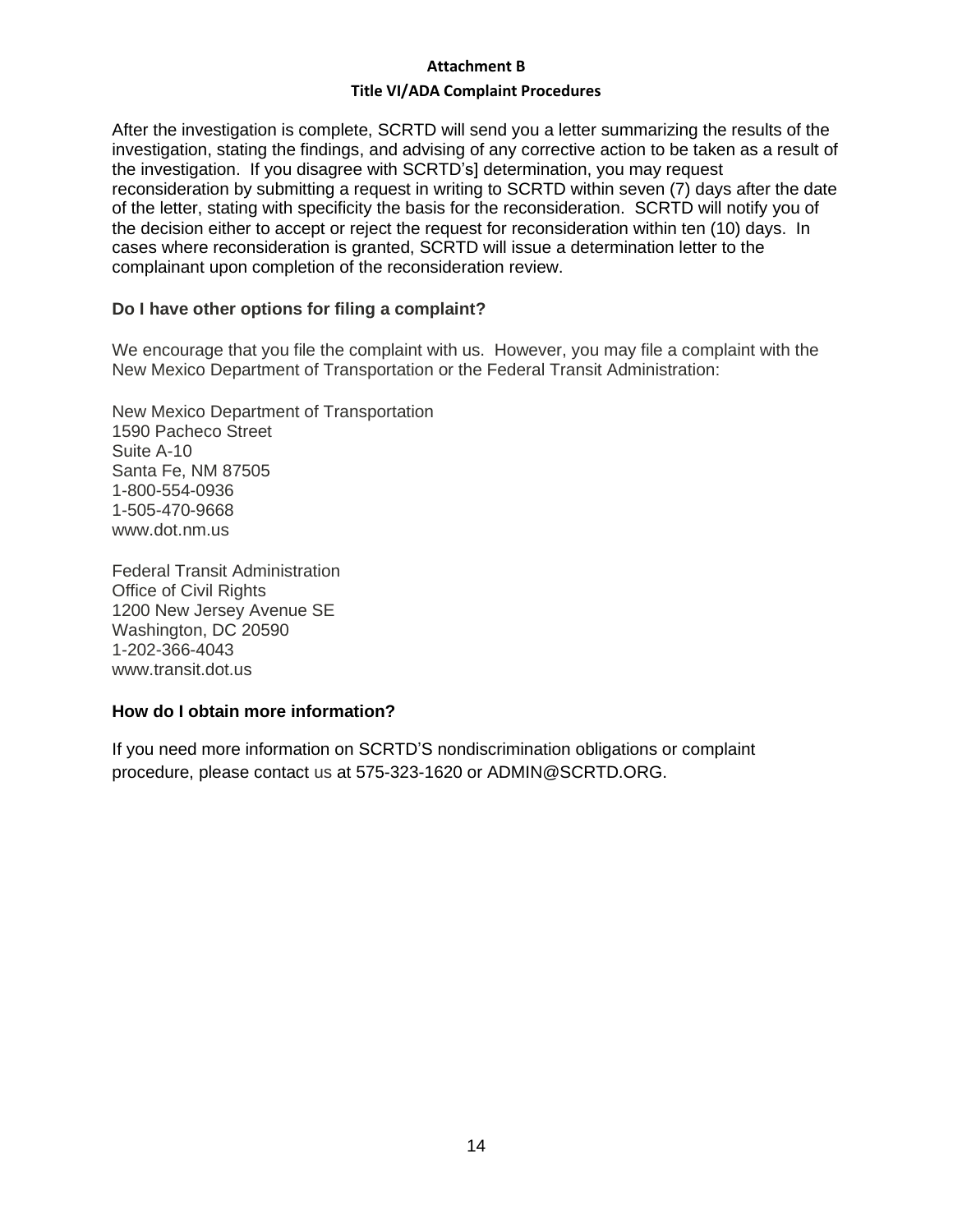**Attachment B**

**Title VI/ADA Complaint Procedures**

After the investigation is complete, SCRTD will send you a letter summarizing the results of the investigation, stating the findings, and advising of any corrective action to be taken as a result of the investigation. If you disagree with SCRTD's] determination, you may request reconsideration by submitting a request in writing to SCRTD within seven (7) days after the date of the letter, stating with specificity the basis for the reconsideration. SCRTD will notify you of the decision either to accept or reject the request for reconsideration within ten (10) days. In cases where reconsideration is granted, SCRTD will issue a determination letter to the complainant upon completion of the reconsideration review.

### Do I have other options for filing a complaint?

We encourage that you file the complaint with us. However, you may file a complaint with the New Mexico Department of Transportation or the Federal Transit Administration:

New Mexico Department of Transportation
1590 Pacheco Street
Suite A-10
Santa Fe, NM 87505
1-800-554-0936
1-505-470-9668
www.dot.nm.us

Federal Transit Administration
Office of Civil Rights
1200 New Jersey Avenue SE
Washington, DC 20590
1-202-366-4043
www.transit.dot.us

### How do I obtain more information?

If you need more information on SCRTD'S nondiscrimination obligations or complaint procedure, please contact us at 575-323-1620 or ADMIN@SCRTD.ORG.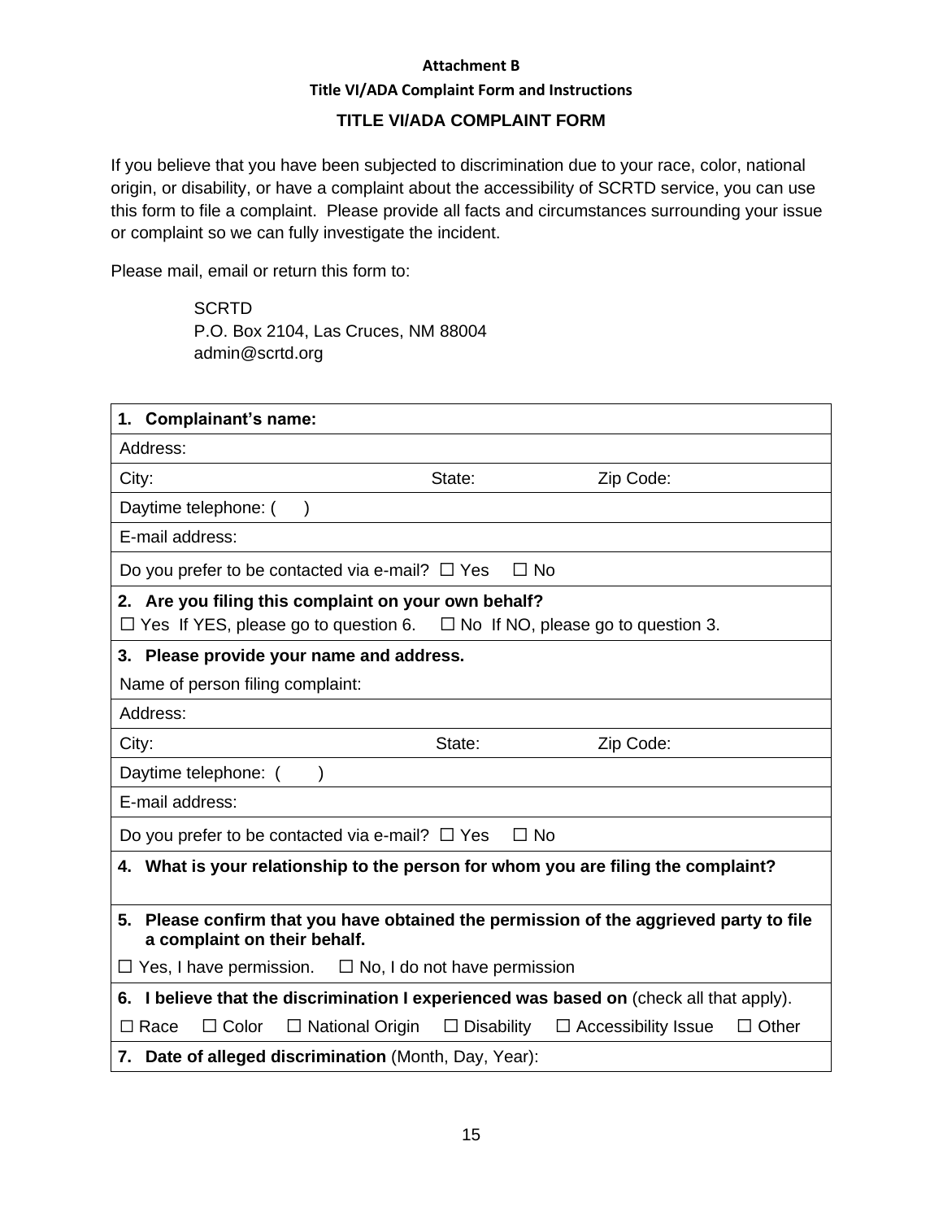**Attachment B**

**Title VI/ADA Complaint Form and Instructions**

## TITLE VI/ADA COMPLAINT FORM

If you believe that you have been subjected to discrimination due to your race, color, national origin, or disability, or have a complaint about the accessibility of SCRTD service, you can use this form to file a complaint. Please provide all facts and circumstances surrounding your issue or complaint so we can fully investigate the incident.

Please mail, email or return this form to:

SCRTD
P.O. Box 2104, Las Cruces, NM 88004
admin@scrtd.org

| **1. Complainant's name:** | | |
|---|---|---|
| Address: | | |
| City: | State: | Zip Code: |
| Daytime telephone: (     ) | | |
| E-mail address: | | |
| Do you prefer to be contacted via e-mail? ☐ Yes ☐ No | | |
| **2. Are you filing this complaint on your own behalf?** ☐ Yes If YES, please go to question 6. ☐ No If NO, please go to question 3. | | |
| **3. Please provide your name and address.** | | |
| Name of person filing complaint: | | |
| Address: | | |
| City: | State: | Zip Code: |
| Daytime telephone: (     ) | | |
| E-mail address: | | |
| Do you prefer to be contacted via e-mail? ☐ Yes ☐ No | | |
| **4. What is your relationship to the person for whom you are filing the complaint?** | | |
| **5. Please confirm that you have obtained the permission of the aggrieved party to file a complaint on their behalf.** ☐ Yes, I have permission. ☐ No, I do not have permission | | |
| **6. I believe that the discrimination I experienced was based on** (check all that apply). ☐ Race ☐ Color ☐ National Origin ☐ Disability ☐ Accessibility Issue ☐ Other | | |
| **7. Date of alleged discrimination** (Month, Day, Year): | | |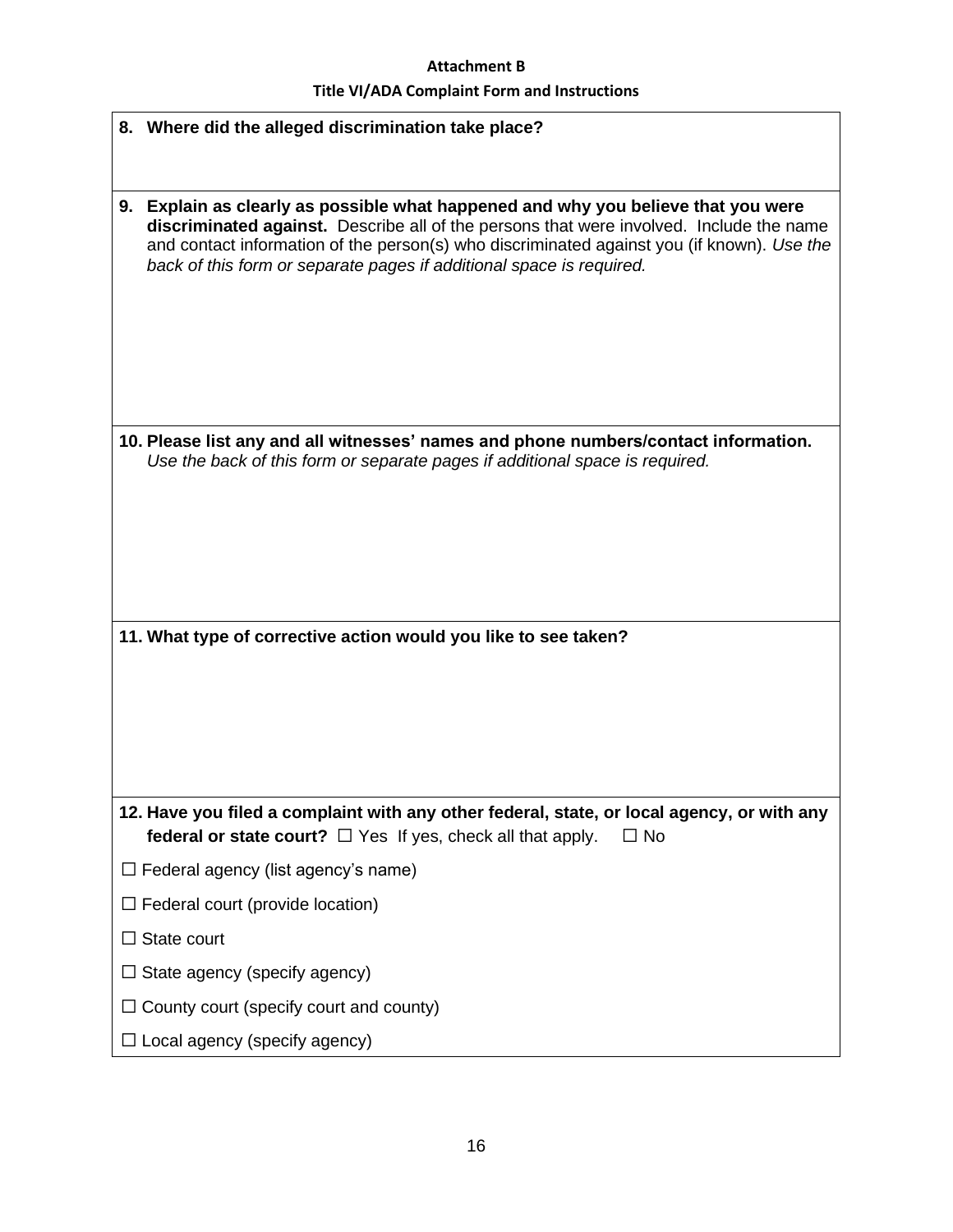**Attachment B**

**Title VI/ADA Complaint Form and Instructions**

**8. Where did the alleged discrimination take place?**

**9. Explain as clearly as possible what happened and why you believe that you were discriminated against.** Describe all of the persons that were involved. Include the name and contact information of the person(s) who discriminated against you (if known). *Use the back of this form or separate pages if additional space is required.*

**10. Please list any and all witnesses' names and phone numbers/contact information.** *Use the back of this form or separate pages if additional space is required.*

**11. What type of corrective action would you like to see taken?**

**12. Have you filed a complaint with any other federal, state, or local agency, or with any federal or state court?** ☐ Yes If yes, check all that apply. ☐ No

☐ Federal agency (list agency's name)

☐ Federal court (provide location)

☐ State court

☐ State agency (specify agency)

☐ County court (specify court and county)

☐ Local agency (specify agency)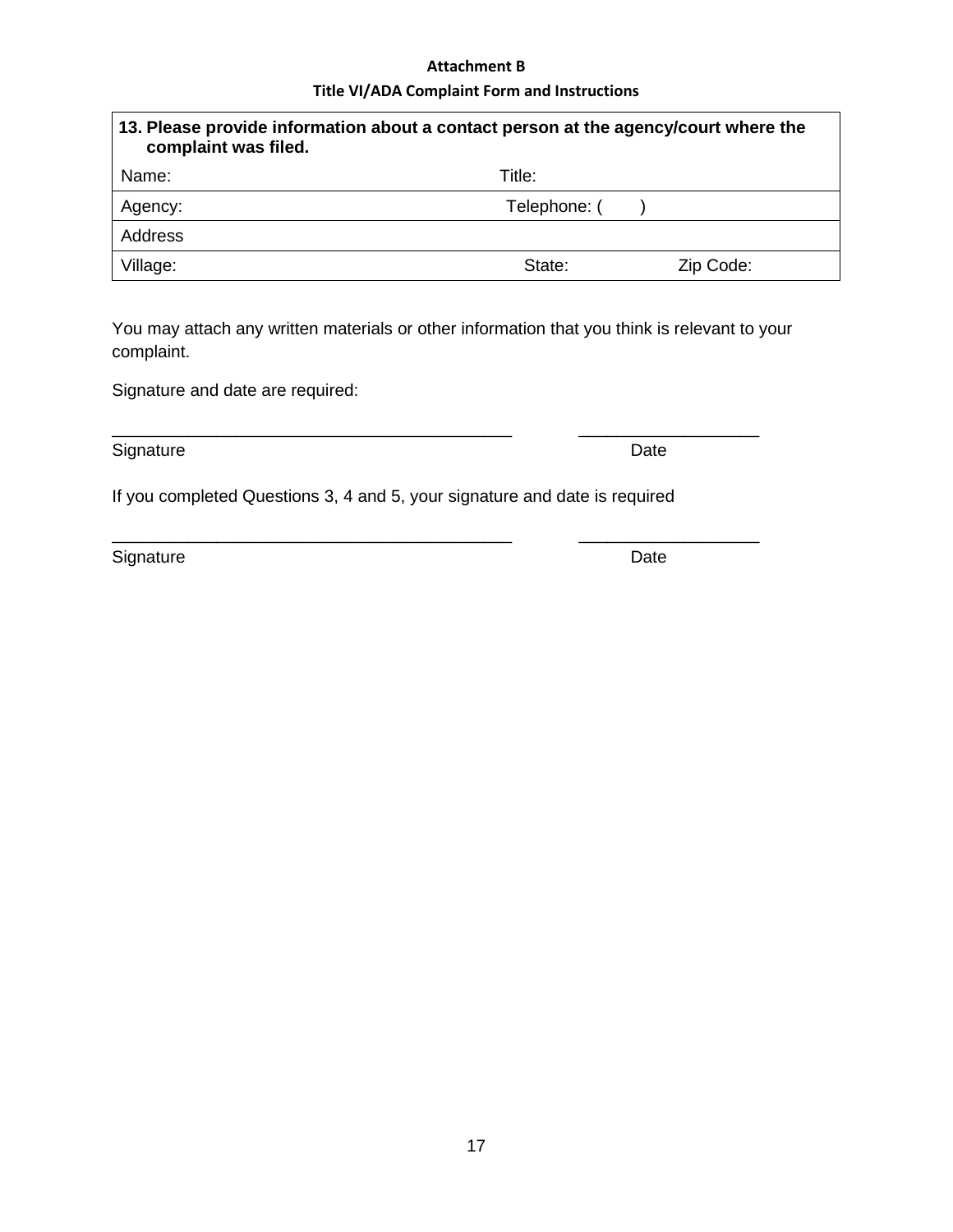**Attachment B**

**Title VI/ADA Complaint Form and Instructions**

| **13. Please provide information about a contact person at the agency/court where the complaint was filed.** | | |
|---|---|---|
| Name: | Title: | |
| Agency: | Telephone: (    ) | |
| Address | | |
| Village: | State: | Zip Code: |

You may attach any written materials or other information that you think is relevant to your complaint.

Signature and date are required:

\_\_\_\_\_\_\_\_\_\_\_\_\_\_\_\_\_\_\_\_\_\_\_\_\_\_\_\_\_\_\_\_\_\_\_\_\_\_\_\_\_\_\_\_          \_\_\_\_\_\_\_\_\_\_\_\_\_\_\_\_\_\_\_\_

Signature                                                                                    Date

If you completed Questions 3, 4 and 5, your signature and date is required

\_\_\_\_\_\_\_\_\_\_\_\_\_\_\_\_\_\_\_\_\_\_\_\_\_\_\_\_\_\_\_\_\_\_\_\_\_\_\_\_\_\_\_\_          \_\_\_\_\_\_\_\_\_\_\_\_\_\_\_\_\_\_\_\_

Signature                                                                                    Date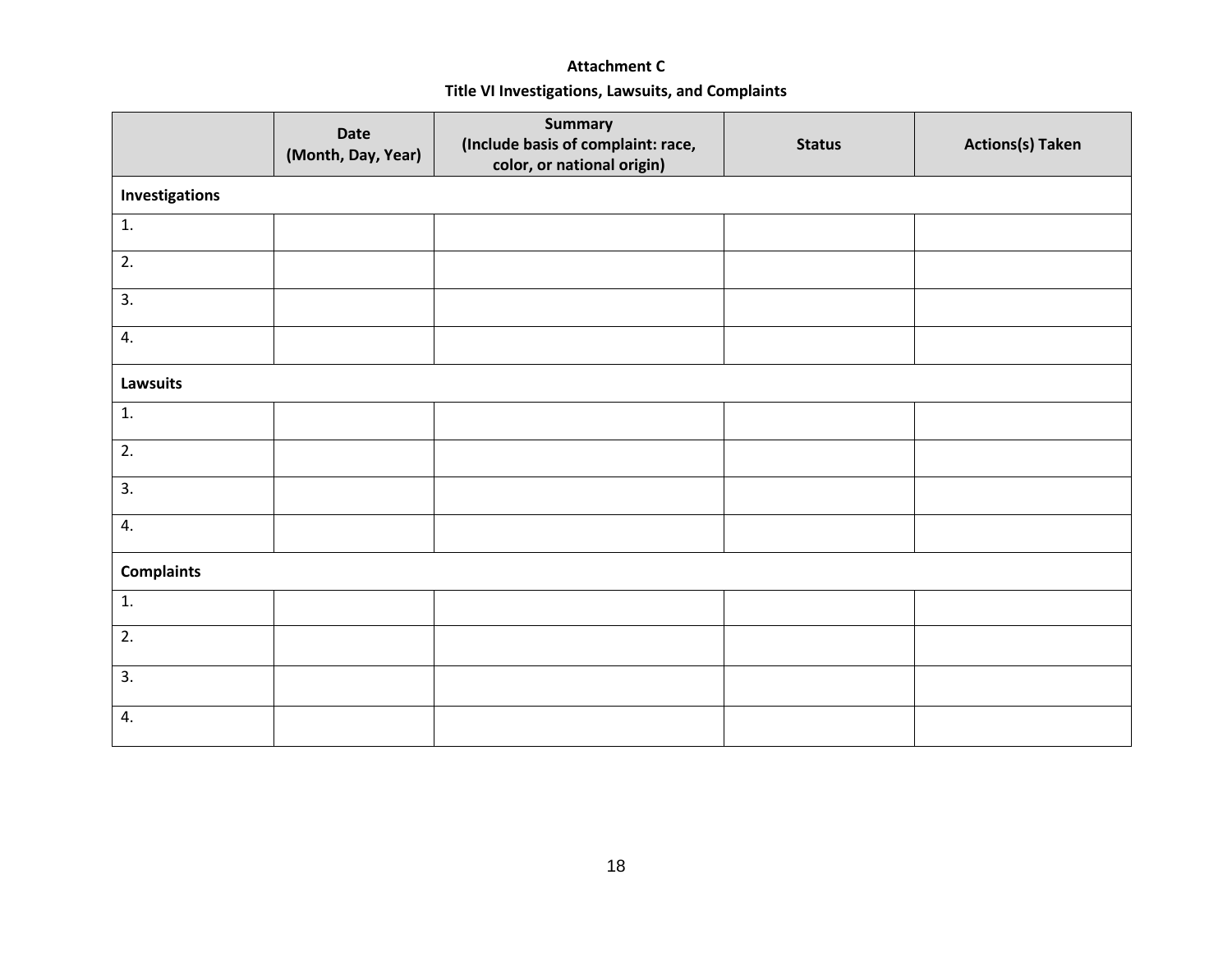**Attachment C**

**Title VI Investigations, Lawsuits, and Complaints**

| | Date (Month, Day, Year) | Summary (Include basis of complaint: race, color, or national origin) | Status | Actions(s) Taken |
|---|---|---|---|---|
| **Investigations** | | | | |
| 1. | | | | |
| 2. | | | | |
| 3. | | | | |
| 4. | | | | |
| **Lawsuits** | | | | |
| 1. | | | | |
| 2. | | | | |
| 3. | | | | |
| 4. | | | | |
| **Complaints** | | | | |
| 1. | | | | |
| 2. | | | | |
| 3. | | | | |
| 4. | | | | |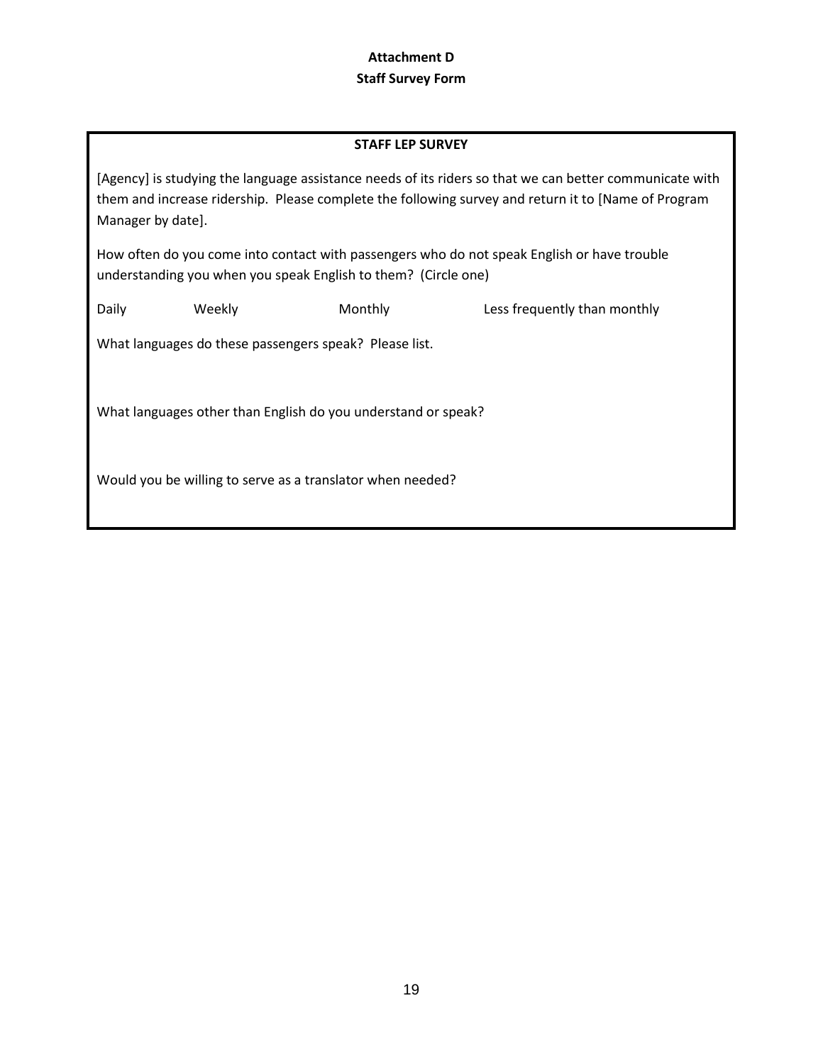# Attachment D

## Staff Survey Form

**STAFF LEP SURVEY**

[Agency] is studying the language assistance needs of its riders so that we can better communicate with them and increase ridership. Please complete the following survey and return it to [Name of Program Manager by date].

How often do you come into contact with passengers who do not speak English or have trouble understanding you when you speak English to them? (Circle one)

Daily Weekly Monthly Less frequently than monthly

What languages do these passengers speak? Please list.

What languages other than English do you understand or speak?

Would you be willing to serve as a translator when needed?